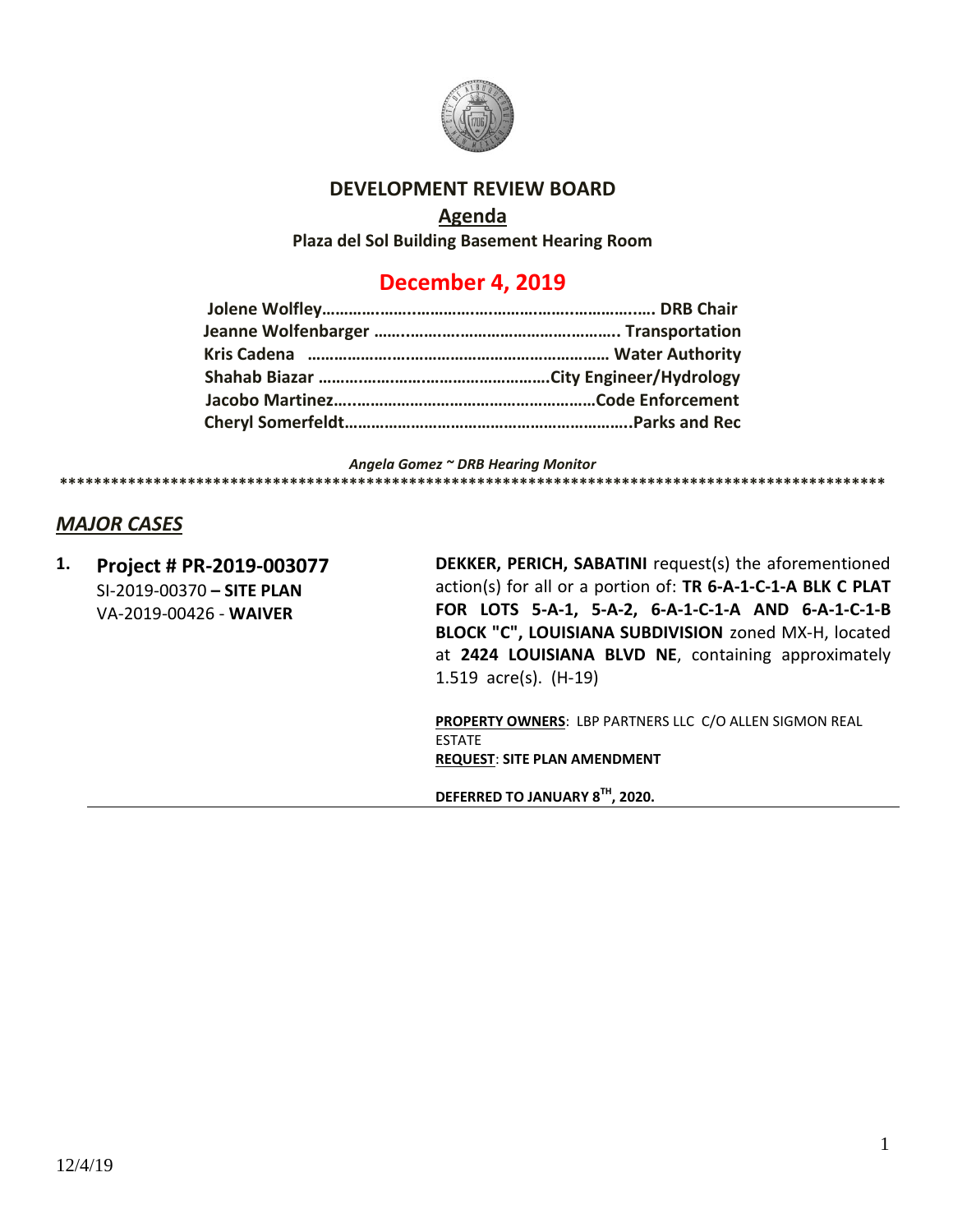# DEVELOPMENT REVIEW BOARD

## Agenda

**Plaza del Sol Building Basement Hearing Room**

## December 4, 2019

**Jolene Wolfley……………………………………………………………. DRB Chair**
**Jeanne Wolfenbarger ……………………………………………. Transportation**
**Kris Cadena …………………………………………………………… Water Authority**
**Shahab Biazar ……………………………………………City Engineer/Hydrology**
**Jacobo Martinez………………………………………………Code Enforcement**
**Cheryl Somerfeldt………………………………………………………..Parks and Rec**

*Angela Gomez ~ DRB Hearing Monitor*

****************************************************************************************************

## *MAJOR CASES*

1. **Project # PR-2019-003077**
   SI-2019-00370 **– SITE PLAN**
   VA-2019-00426 - **WAIVER**

   **DEKKER, PERICH, SABATINI** request(s) the aforementioned action(s) for all or a portion of: **TR 6-A-1-C-1-A BLK C PLAT FOR LOTS 5-A-1, 5-A-2, 6-A-1-C-1-A AND 6-A-1-C-1-B BLOCK "C", LOUISIANA SUBDIVISION** zoned MX-H, located at **2424 LOUISIANA BLVD NE**, containing approximately 1.519 acre(s). (H-19)

   **PROPERTY OWNERS**: LBP PARTNERS LLC C/O ALLEN SIGMON REAL ESTATE
   **REQUEST**: **SITE PLAN AMENDMENT**

   **DEFERRED TO JANUARY 8TH, 2020.**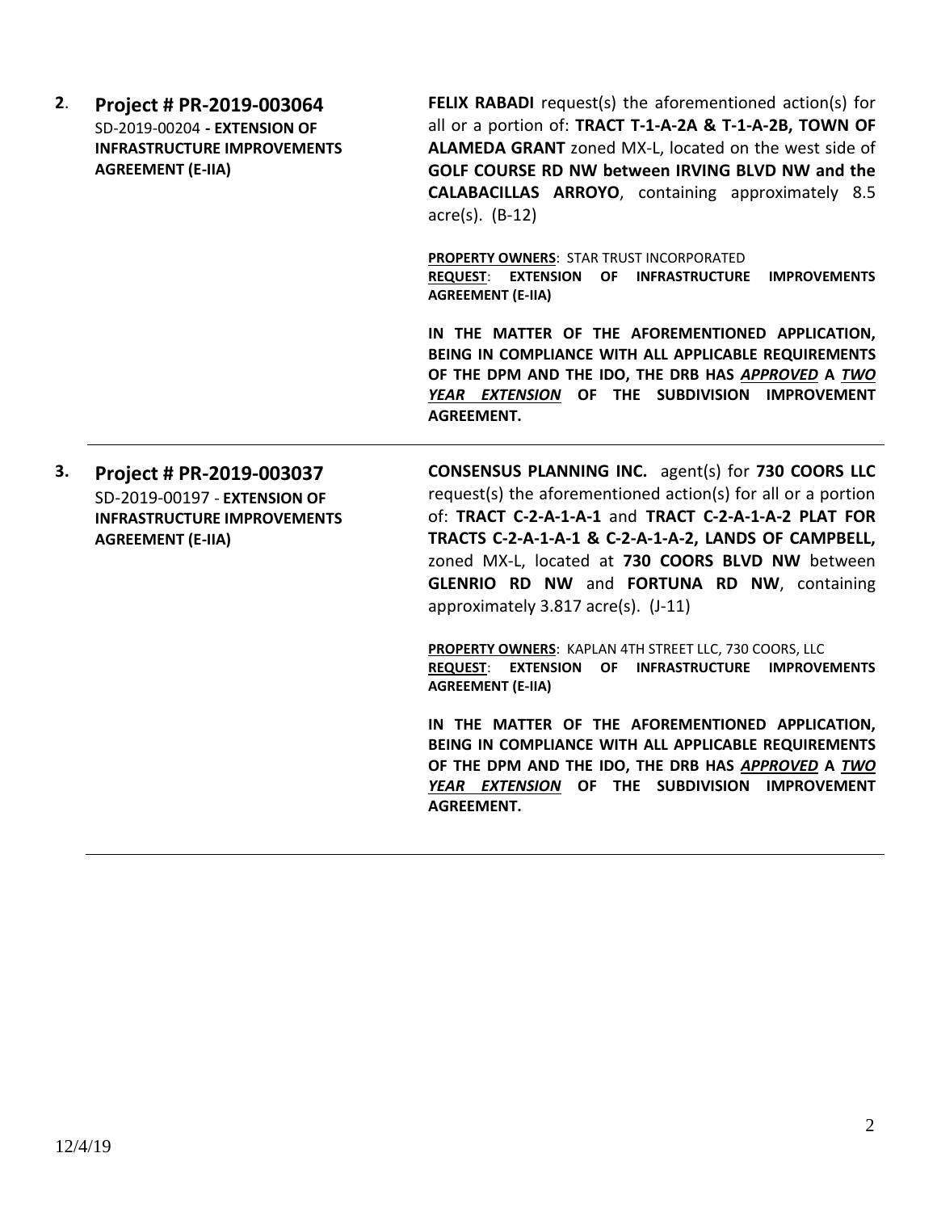**2**. **Project # PR-2019-003064**
SD-2019-00204 **- EXTENSION OF INFRASTRUCTURE IMPROVEMENTS AGREEMENT (E-IIA)**

**FELIX RABADI** request(s) the aforementioned action(s) for all or a portion of: **TRACT T-1-A-2A & T-1-A-2B, TOWN OF ALAMEDA GRANT** zoned MX-L, located on the west side of **GOLF COURSE RD NW between IRVING BLVD NW and the CALABACILLAS ARROYO**, containing approximately 8.5 acre(s). (B-12)

**PROPERTY OWNERS**: STAR TRUST INCORPORATED
**REQUEST**: **EXTENSION OF INFRASTRUCTURE IMPROVEMENTS AGREEMENT (E-IIA)**

**IN THE MATTER OF THE AFOREMENTIONED APPLICATION, BEING IN COMPLIANCE WITH ALL APPLICABLE REQUIREMENTS OF THE DPM AND THE IDO, THE DRB HAS *APPROVED* A *TWO YEAR EXTENSION* OF THE SUBDIVISION IMPROVEMENT AGREEMENT.**

---

**3.** **Project # PR-2019-003037**
SD-2019-00197 - **EXTENSION OF INFRASTRUCTURE IMPROVEMENTS AGREEMENT (E-IIA)**

**CONSENSUS PLANNING INC.** agent(s) for **730 COORS LLC** request(s) the aforementioned action(s) for all or a portion of: **TRACT C-2-A-1-A-1** and **TRACT C-2-A-1-A-2 PLAT FOR TRACTS C-2-A-1-A-1 & C-2-A-1-A-2, LANDS OF CAMPBELL,** zoned MX-L, located at **730 COORS BLVD NW** between **GLENRIO RD NW** and **FORTUNA RD NW**, containing approximately 3.817 acre(s). (J-11)

**PROPERTY OWNERS**: KAPLAN 4TH STREET LLC, 730 COORS, LLC
**REQUEST**: **EXTENSION OF INFRASTRUCTURE IMPROVEMENTS AGREEMENT (E-IIA)**

**IN THE MATTER OF THE AFOREMENTIONED APPLICATION, BEING IN COMPLIANCE WITH ALL APPLICABLE REQUIREMENTS OF THE DPM AND THE IDO, THE DRB HAS *APPROVED* A *TWO YEAR EXTENSION* OF THE SUBDIVISION IMPROVEMENT AGREEMENT.**

---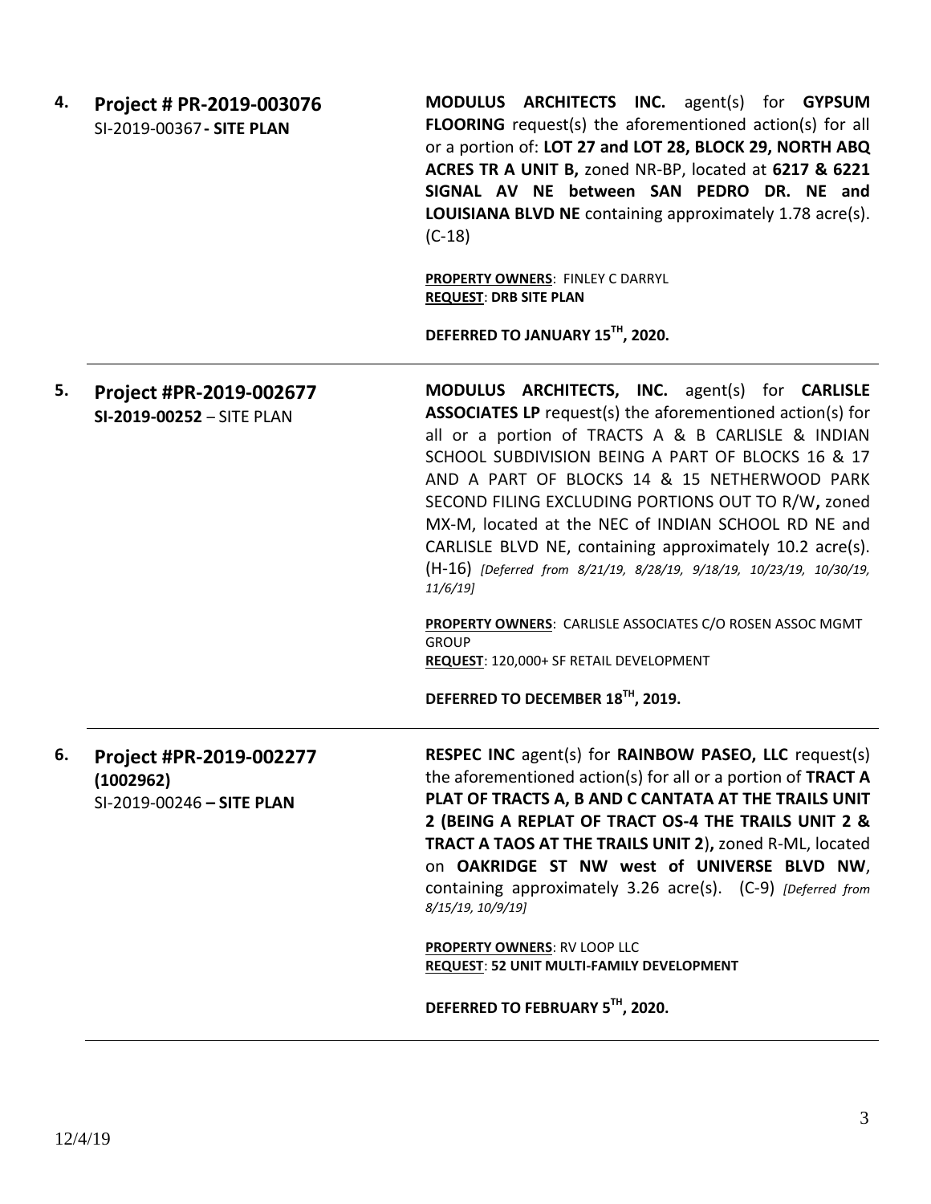**4. Project # PR-2019-003076**
SI-2019-00367 **- SITE PLAN**

**MODULUS ARCHITECTS INC.** agent(s) for **GYPSUM FLOORING** request(s) the aforementioned action(s) for all or a portion of: **LOT 27 and LOT 28, BLOCK 29, NORTH ABQ ACRES TR A UNIT B,** zoned NR-BP, located at **6217 & 6221 SIGNAL AV NE between SAN PEDRO DR. NE and LOUISIANA BLVD NE** containing approximately 1.78 acre(s). (C-18)

**PROPERTY OWNERS**: FINLEY C DARRYL
**REQUEST**: **DRB SITE PLAN**

**DEFERRED TO JANUARY 15TH, 2020.**

---

**5. Project #PR-2019-002677**
**SI-2019-00252** – SITE PLAN

**MODULUS ARCHITECTS, INC.** agent(s) for **CARLISLE ASSOCIATES LP** request(s) the aforementioned action(s) for all or a portion of TRACTS A & B CARLISLE & INDIAN SCHOOL SUBDIVISION BEING A PART OF BLOCKS 16 & 17 AND A PART OF BLOCKS 14 & 15 NETHERWOOD PARK SECOND FILING EXCLUDING PORTIONS OUT TO R/W**,** zoned MX-M, located at the NEC of INDIAN SCHOOL RD NE and CARLISLE BLVD NE, containing approximately 10.2 acre(s). (H-16) *[Deferred from 8/21/19, 8/28/19, 9/18/19, 10/23/19, 10/30/19, 11/6/19]*

**PROPERTY OWNERS**: CARLISLE ASSOCIATES C/O ROSEN ASSOC MGMT GROUP
**REQUEST**: 120,000+ SF RETAIL DEVELOPMENT

**DEFERRED TO DECEMBER 18TH, 2019.**

---

**6. Project #PR-2019-002277**
**(1002962)**
SI-2019-00246 **– SITE PLAN**

**RESPEC INC** agent(s) for **RAINBOW PASEO, LLC** request(s) the aforementioned action(s) for all or a portion of **TRACT A PLAT OF TRACTS A, B AND C CANTATA AT THE TRAILS UNIT 2 (BEING A REPLAT OF TRACT OS-4 THE TRAILS UNIT 2 & TRACT A TAOS AT THE TRAILS UNIT 2),** zoned R-ML, located on **OAKRIDGE ST NW west of UNIVERSE BLVD NW**, containing approximately 3.26 acre(s). (C-9) *[Deferred from 8/15/19, 10/9/19]*

**PROPERTY OWNERS**: RV LOOP LLC
**REQUEST**: **52 UNIT MULTI-FAMILY DEVELOPMENT**

**DEFERRED TO FEBRUARY 5TH, 2020.**

---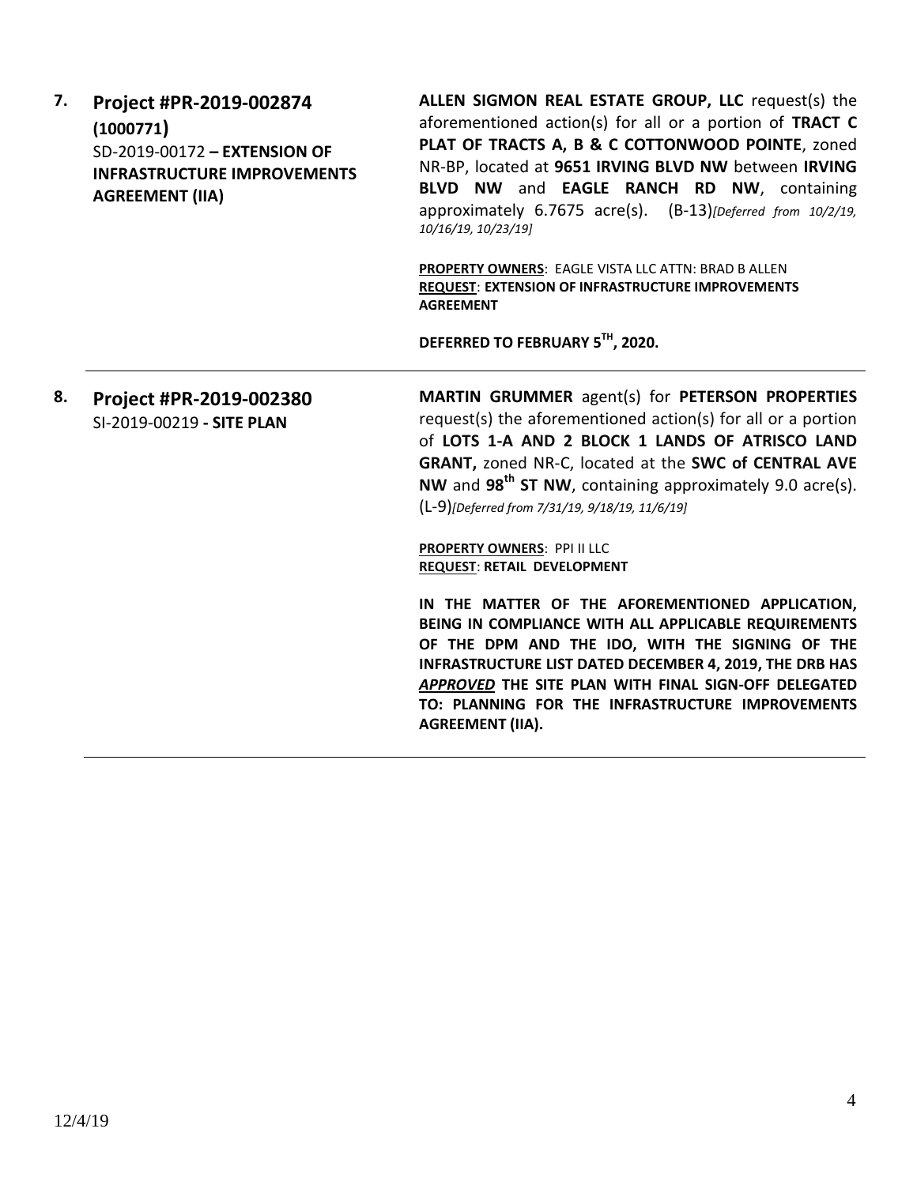**7. Project #PR-2019-002874 (1000771)**
SD-2019-00172 **– EXTENSION OF INFRASTRUCTURE IMPROVEMENTS AGREEMENT (IIA)**

**ALLEN SIGMON REAL ESTATE GROUP, LLC** request(s) the aforementioned action(s) for all or a portion of **TRACT C PLAT OF TRACTS A, B & C COTTONWOOD POINTE**, zoned NR-BP, located at **9651 IRVING BLVD NW** between **IRVING BLVD NW** and **EAGLE RANCH RD NW**, containing approximately 6.7675 acre(s). (B-13)*[Deferred from 10/2/19, 10/16/19, 10/23/19]*

**PROPERTY OWNERS**: EAGLE VISTA LLC ATTN: BRAD B ALLEN
**REQUEST**: **EXTENSION OF INFRASTRUCTURE IMPROVEMENTS AGREEMENT**

**DEFERRED TO FEBRUARY 5TH, 2020.**

---

**8. Project #PR-2019-002380**
SI-2019-00219 **- SITE PLAN**

**MARTIN GRUMMER** agent(s) for **PETERSON PROPERTIES** request(s) the aforementioned action(s) for all or a portion of **LOTS 1-A AND 2 BLOCK 1 LANDS OF ATRISCO LAND GRANT,** zoned NR-C, located at the **SWC of CENTRAL AVE NW** and **98th ST NW**, containing approximately 9.0 acre(s). (L-9)*[Deferred from 7/31/19, 9/18/19, 11/6/19]*

**PROPERTY OWNERS**: PPI II LLC
**REQUEST**: **RETAIL DEVELOPMENT**

**IN THE MATTER OF THE AFOREMENTIONED APPLICATION, BEING IN COMPLIANCE WITH ALL APPLICABLE REQUIREMENTS OF THE DPM AND THE IDO, WITH THE SIGNING OF THE INFRASTRUCTURE LIST DATED DECEMBER 4, 2019, THE DRB HAS *APPROVED* THE SITE PLAN WITH FINAL SIGN-OFF DELEGATED TO: PLANNING FOR THE INFRASTRUCTURE IMPROVEMENTS AGREEMENT (IIA).**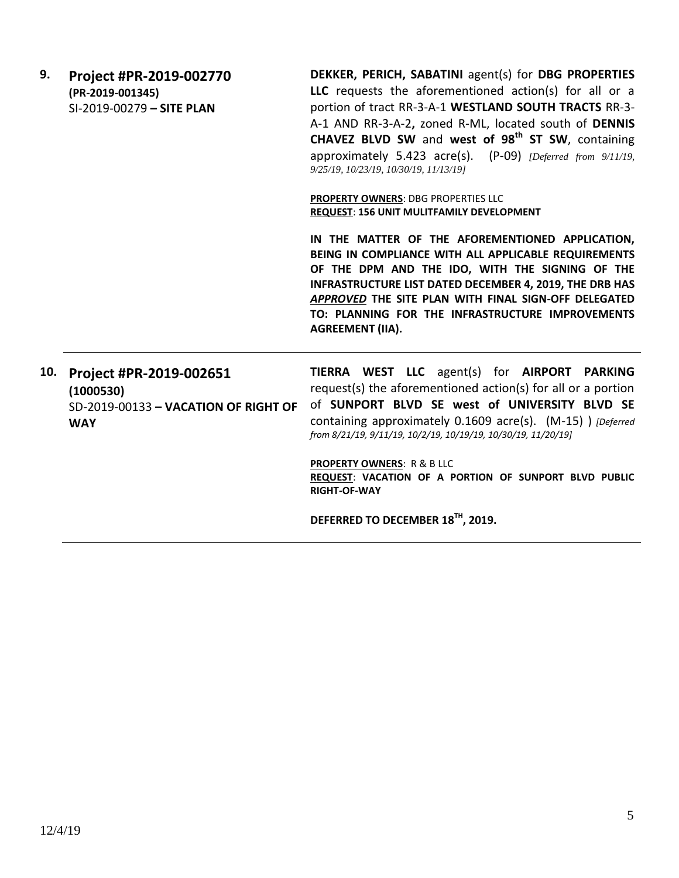**9.** **Project #PR-2019-002770**
**(PR-2019-001345)**
SI-2019-00279 **– SITE PLAN**

**DEKKER, PERICH, SABATINI** agent(s) for **DBG PROPERTIES LLC** requests the aforementioned action(s) for all or a portion of tract RR-3-A-1 **WESTLAND SOUTH TRACTS** RR-3-A-1 AND RR-3-A-2**,** zoned R-ML, located south of **DENNIS CHAVEZ BLVD SW** and **west of 98th ST SW**, containing approximately 5.423 acre(s). (P-09) *[Deferred from 9/11/19, 9/25/19, 10/23/19, 10/30/19, 11/13/19]*

**PROPERTY OWNERS**: DBG PROPERTIES LLC
**REQUEST**: **156 UNIT MULITFAMILY DEVELOPMENT**

**IN THE MATTER OF THE AFOREMENTIONED APPLICATION, BEING IN COMPLIANCE WITH ALL APPLICABLE REQUIREMENTS OF THE DPM AND THE IDO, WITH THE SIGNING OF THE INFRASTRUCTURE LIST DATED DECEMBER 4, 2019, THE DRB HAS *APPROVED* THE SITE PLAN WITH FINAL SIGN-OFF DELEGATED TO: PLANNING FOR THE INFRASTRUCTURE IMPROVEMENTS AGREEMENT (IIA).**

---

**10.** **Project #PR-2019-002651**
**(1000530)**
SD-2019-00133 **– VACATION OF RIGHT OF WAY**

**TIERRA WEST LLC** agent(s) for **AIRPORT PARKING** request(s) the aforementioned action(s) for all or a portion of **SUNPORT BLVD SE west of UNIVERSITY BLVD SE** containing approximately 0.1609 acre(s). (M-15) ) *[Deferred from 8/21/19, 9/11/19, 10/2/19, 10/19/19, 10/30/19, 11/20/19]*

**PROPERTY OWNERS**: R & B LLC
**REQUEST**: **VACATION OF A PORTION OF SUNPORT BLVD PUBLIC RIGHT-OF-WAY**

**DEFERRED TO DECEMBER 18TH, 2019.**

---

12/4/19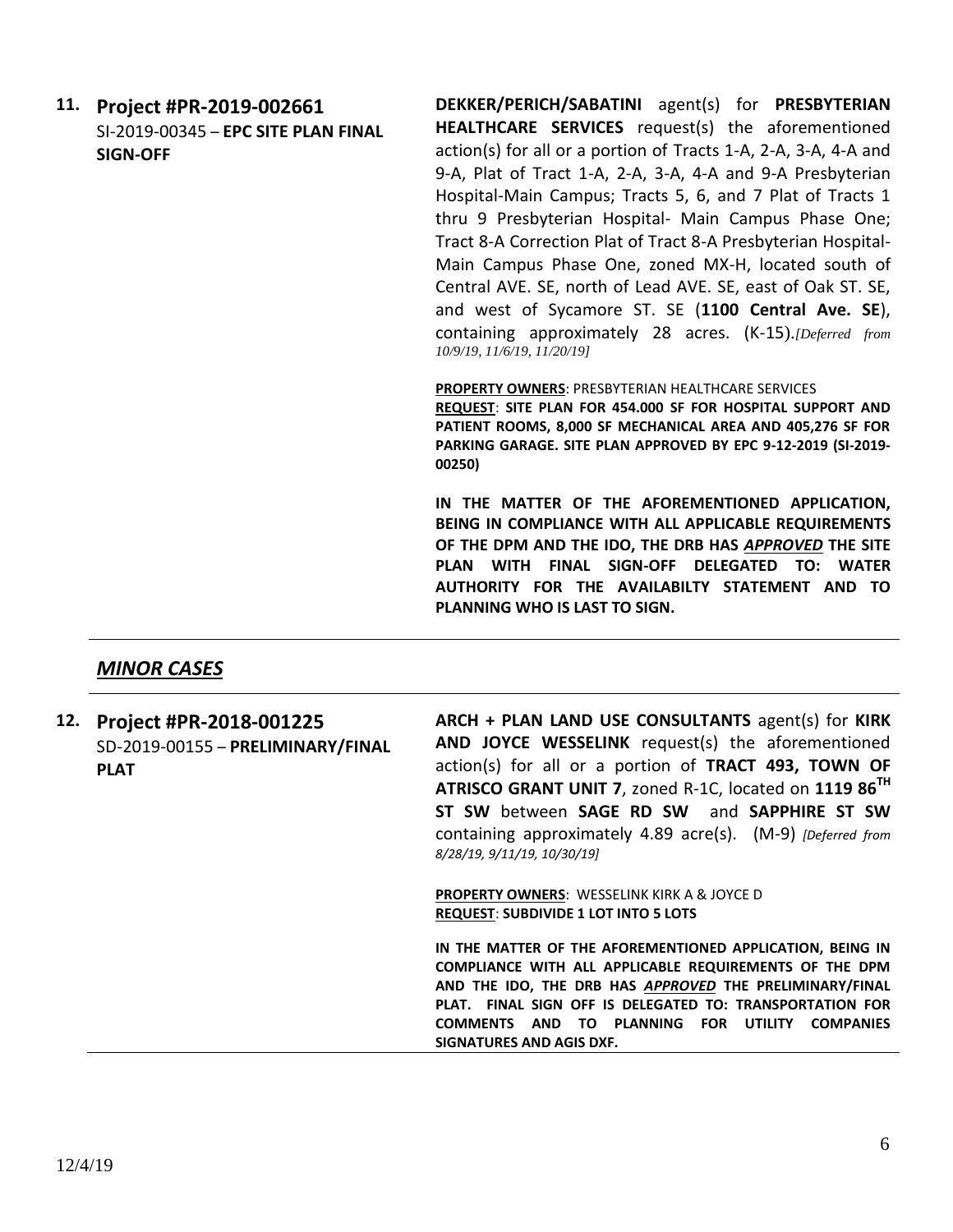**11. Project #PR-2019-002661**
SI-2019-00345 – **EPC SITE PLAN FINAL SIGN-OFF**

**DEKKER/PERICH/SABATINI** agent(s) for **PRESBYTERIAN HEALTHCARE SERVICES** request(s) the aforementioned action(s) for all or a portion of Tracts 1-A, 2-A, 3-A, 4-A and 9-A, Plat of Tract 1-A, 2-A, 3-A, 4-A and 9-A Presbyterian Hospital-Main Campus; Tracts 5, 6, and 7 Plat of Tracts 1 thru 9 Presbyterian Hospital- Main Campus Phase One; Tract 8-A Correction Plat of Tract 8-A Presbyterian Hospital-Main Campus Phase One, zoned MX-H, located south of Central AVE. SE, north of Lead AVE. SE, east of Oak ST. SE, and west of Sycamore ST. SE (**1100 Central Ave. SE**), containing approximately 28 acres. (K-15). *[Deferred from 10/9/19, 11/6/19, 11/20/19]*

**PROPERTY OWNERS**: PRESBYTERIAN HEALTHCARE SERVICES
**REQUEST**: **SITE PLAN FOR 454.000 SF FOR HOSPITAL SUPPORT AND PATIENT ROOMS, 8,000 SF MECHANICAL AREA AND 405,276 SF FOR PARKING GARAGE. SITE PLAN APPROVED BY EPC 9-12-2019 (SI-2019-00250)**

**IN THE MATTER OF THE AFOREMENTIONED APPLICATION, BEING IN COMPLIANCE WITH ALL APPLICABLE REQUIREMENTS OF THE DPM AND THE IDO, THE DRB HAS *APPROVED* THE SITE PLAN WITH FINAL SIGN-OFF DELEGATED TO: WATER AUTHORITY FOR THE AVAILABILTY STATEMENT AND TO PLANNING WHO IS LAST TO SIGN.**

---

## *MINOR CASES*

---

**12. Project #PR-2018-001225**
SD-2019-00155 – **PRELIMINARY/FINAL PLAT**

**ARCH + PLAN LAND USE CONSULTANTS** agent(s) for **KIRK AND JOYCE WESSELINK** request(s) the aforementioned action(s) for all or a portion of **TRACT 493, TOWN OF ATRISCO GRANT UNIT 7**, zoned R-1C, located on **1119 86TH ST SW** between **SAGE RD SW** and **SAPPHIRE ST SW** containing approximately 4.89 acre(s). (M-9) *[Deferred from 8/28/19, 9/11/19, 10/30/19]*

**PROPERTY OWNERS**: WESSELINK KIRK A & JOYCE D
**REQUEST**: **SUBDIVIDE 1 LOT INTO 5 LOTS**

**IN THE MATTER OF THE AFOREMENTIONED APPLICATION, BEING IN COMPLIANCE WITH ALL APPLICABLE REQUIREMENTS OF THE DPM AND THE IDO, THE DRB HAS *APPROVED* THE PRELIMINARY/FINAL PLAT. FINAL SIGN OFF IS DELEGATED TO: TRANSPORTATION FOR COMMENTS AND TO PLANNING FOR UTILITY COMPANIES SIGNATURES AND AGIS DXF.**

12/4/19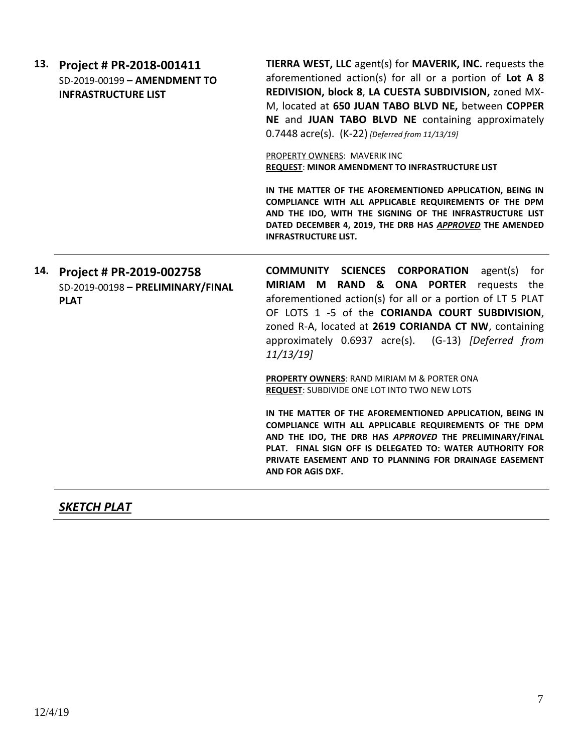**13. Project # PR-2018-001411**
SD-2019-00199 **– AMENDMENT TO INFRASTRUCTURE LIST**

**TIERRA WEST, LLC** agent(s) for **MAVERIK, INC.** requests the aforementioned action(s) for all or a portion of **Lot A 8 REDIVISION, block 8**, **LA CUESTA SUBDIVISION,** zoned MX-M, located at **650 JUAN TABO BLVD NE,** between **COPPER NE** and **JUAN TABO BLVD NE** containing approximately 0.7448 acre(s). (K-22) *[Deferred from 11/13/19]*

PROPERTY OWNERS: MAVERIK INC
**REQUEST**: **MINOR AMENDMENT TO INFRASTRUCTURE LIST**

**IN THE MATTER OF THE AFOREMENTIONED APPLICATION, BEING IN COMPLIANCE WITH ALL APPLICABLE REQUIREMENTS OF THE DPM AND THE IDO, WITH THE SIGNING OF THE INFRASTRUCTURE LIST DATED DECEMBER 4, 2019, THE DRB HAS *APPROVED* THE AMENDED INFRASTRUCTURE LIST.**

---

**14. Project # PR-2019-002758**
SD-2019-00198 **– PRELIMINARY/FINAL PLAT**

**COMMUNITY SCIENCES CORPORATION** agent(s) for **MIRIAM M RAND & ONA PORTER** requests the aforementioned action(s) for all or a portion of LT 5 PLAT OF LOTS 1 -5 of the **CORIANDA COURT SUBDIVISION**, zoned R-A, located at **2619 CORIANDA CT NW**, containing approximately 0.6937 acre(s). (G-13) *[Deferred from 11/13/19]*

**PROPERTY OWNERS**: RAND MIRIAM M & PORTER ONA
**REQUEST**: SUBDIVIDE ONE LOT INTO TWO NEW LOTS

**IN THE MATTER OF THE AFOREMENTIONED APPLICATION, BEING IN COMPLIANCE WITH ALL APPLICABLE REQUIREMENTS OF THE DPM AND THE IDO, THE DRB HAS *APPROVED* THE PRELIMINARY/FINAL PLAT. FINAL SIGN OFF IS DELEGATED TO: WATER AUTHORITY FOR PRIVATE EASEMENT AND TO PLANNING FOR DRAINAGE EASEMENT AND FOR AGIS DXF.**

---

## ***SKETCH PLAT***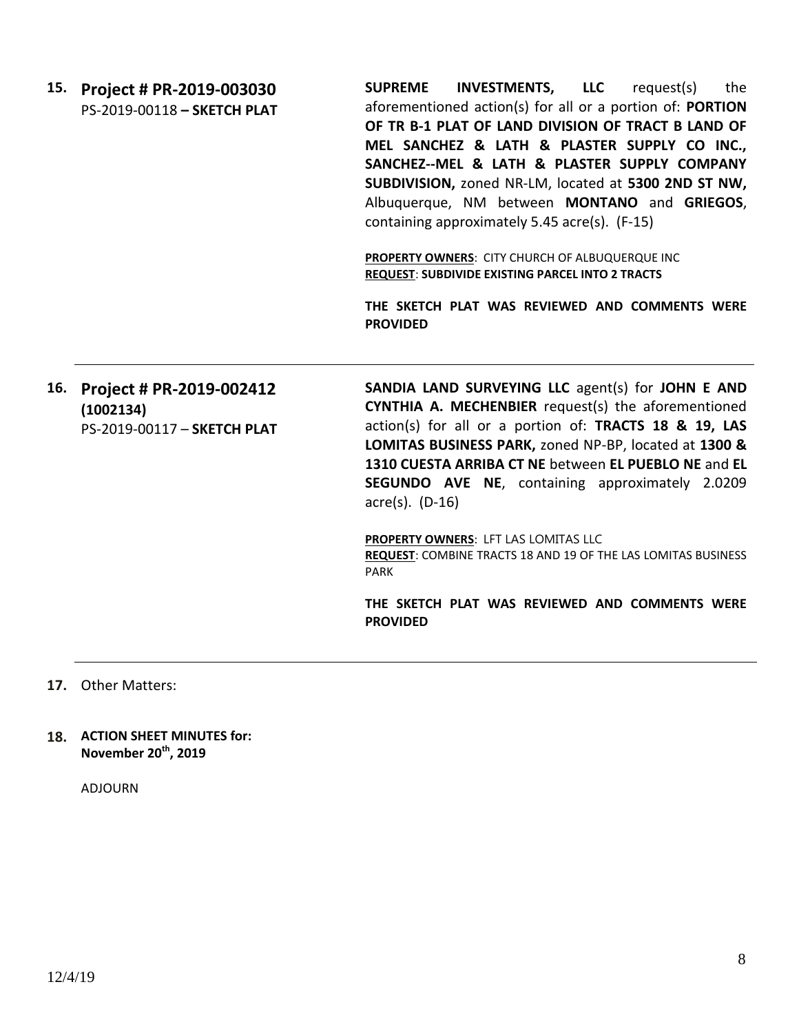**15. Project # PR-2019-003030**
PS-2019-00118 **– SKETCH PLAT**

**SUPREME INVESTMENTS, LLC** request(s) the aforementioned action(s) for all or a portion of: **PORTION OF TR B-1 PLAT OF LAND DIVISION OF TRACT B LAND OF MEL SANCHEZ & LATH & PLASTER SUPPLY CO INC., SANCHEZ--MEL & LATH & PLASTER SUPPLY COMPANY SUBDIVISION,** zoned NR-LM, located at **5300 2ND ST NW,** Albuquerque, NM between **MONTANO** and **GRIEGOS**, containing approximately 5.45 acre(s). (F-15)

**PROPERTY OWNERS**: CITY CHURCH OF ALBUQUERQUE INC
**REQUEST**: **SUBDIVIDE EXISTING PARCEL INTO 2 TRACTS**

**THE SKETCH PLAT WAS REVIEWED AND COMMENTS WERE PROVIDED**

---

**16. Project # PR-2019-002412 (1002134)**
PS-2019-00117 – **SKETCH PLAT**

**SANDIA LAND SURVEYING LLC** agent(s) for **JOHN E AND CYNTHIA A. MECHENBIER** request(s) the aforementioned action(s) for all or a portion of: **TRACTS 18 & 19, LAS LOMITAS BUSINESS PARK,** zoned NP-BP, located at **1300 & 1310 CUESTA ARRIBA CT NE** between **EL PUEBLO NE** and **EL SEGUNDO AVE NE**, containing approximately 2.0209 acre(s). (D-16)

**PROPERTY OWNERS**: LFT LAS LOMITAS LLC
**REQUEST**: COMBINE TRACTS 18 AND 19 OF THE LAS LOMITAS BUSINESS PARK

**THE SKETCH PLAT WAS REVIEWED AND COMMENTS WERE PROVIDED**

---

**17.** Other Matters:

**18. ACTION SHEET MINUTES for: November 20th, 2019**

ADJOURN

12/4/19